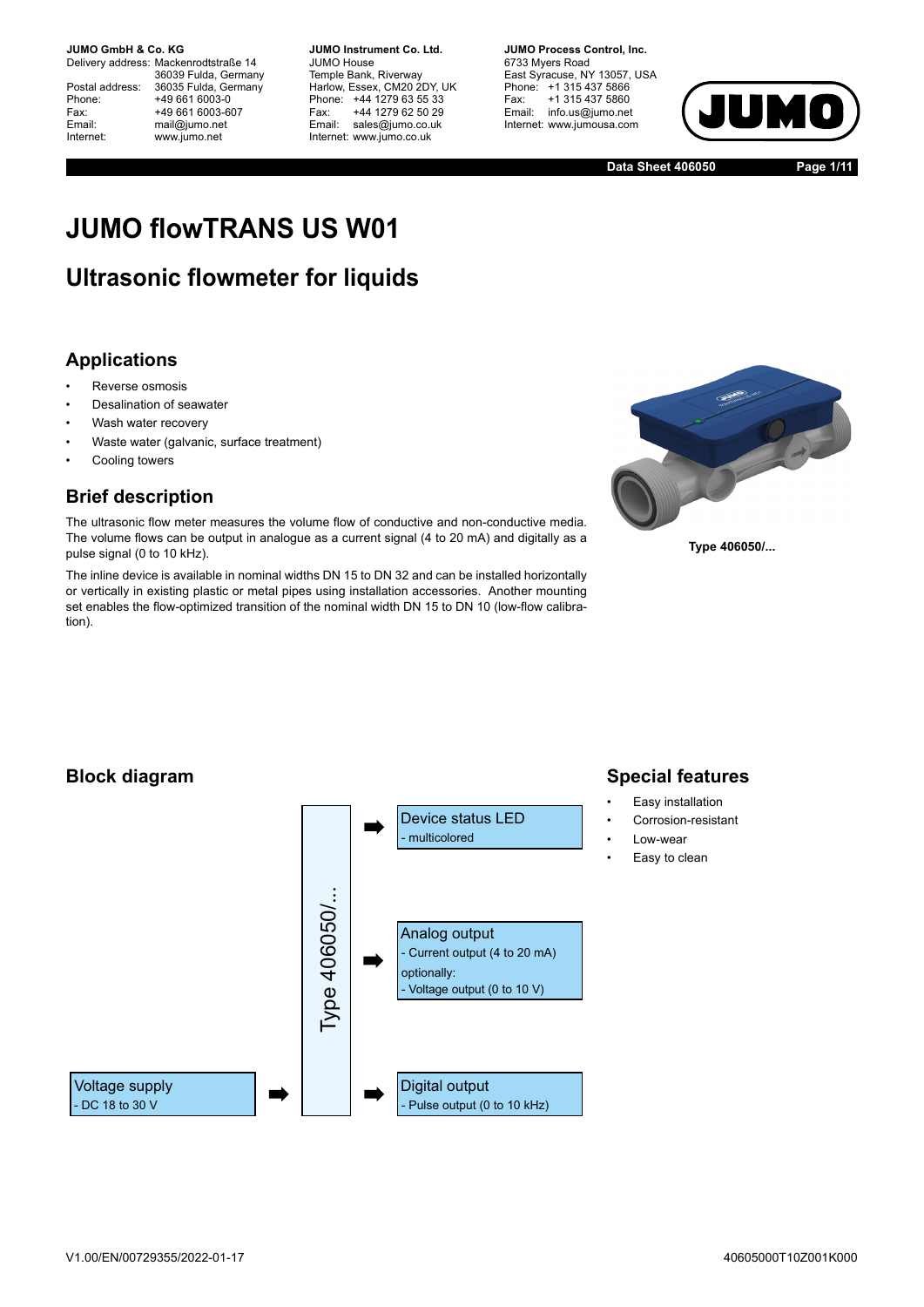**JUMO GmbH & Co. KG**
Delivery address: Mackenrodtstraße 14
36039 Fulda, Germany
Postal address: 36035 Fulda, Germany
Phone: +49 661 6003-0
Fax: +49 661 6003-607
Email: mail@jumo.net
Internet: www.jumo.net

**JUMO Instrument Co. Ltd.**
JUMO House
Temple Bank, Riverway
Harlow, Essex, CM20 2DY, UK
Phone: +44 1279 63 55 33
Fax: +44 1279 62 50 29
Email: sales@jumo.co.uk
Internet: www.jumo.co.uk

**JUMO Process Control, Inc.**
6733 Myers Road
East Syracuse, NY 13057, USA
Phone: +1 315 437 5866
Fax: +1 315 437 5860
Email: info.us@jumo.net
Internet: www.jumousa.com

**Data Sheet 406050**

# JUMO flowTRANS US W01

## Ultrasonic flowmeter for liquids

### Applications

- Reverse osmosis
- Desalination of seawater
- Wash water recovery
- Waste water (galvanic, surface treatment)
- Cooling towers

Type 406050/...

### Brief description

The ultrasonic flow meter measures the volume flow of conductive and non-conductive media. The volume flows can be output in analogue as a current signal (4 to 20 mA) and digitally as a pulse signal (0 to 10 kHz).

The inline device is available in nominal widths DN 15 to DN 32 and can be installed horizontally or vertically in existing plastic or metal pipes using installation accessories. Another mounting set enables the flow-optimized transition of the nominal width DN 15 to DN 10 (low-flow calibration).

### Block diagram

Voltage supply
- DC 18 to 30 V

Type 406050/...

Device status LED
- multicolored

Analog output
- Current output (4 to 20 mA)
optionally:
- Voltage output (0 to 10 V)

Digital output
- Pulse output (0 to 10 kHz)

### Special features

- Easy installation
- Corrosion-resistant
- Low-wear
- Easy to clean

V1.00/EN/00729355/2022-01-17

40605000T10Z001K000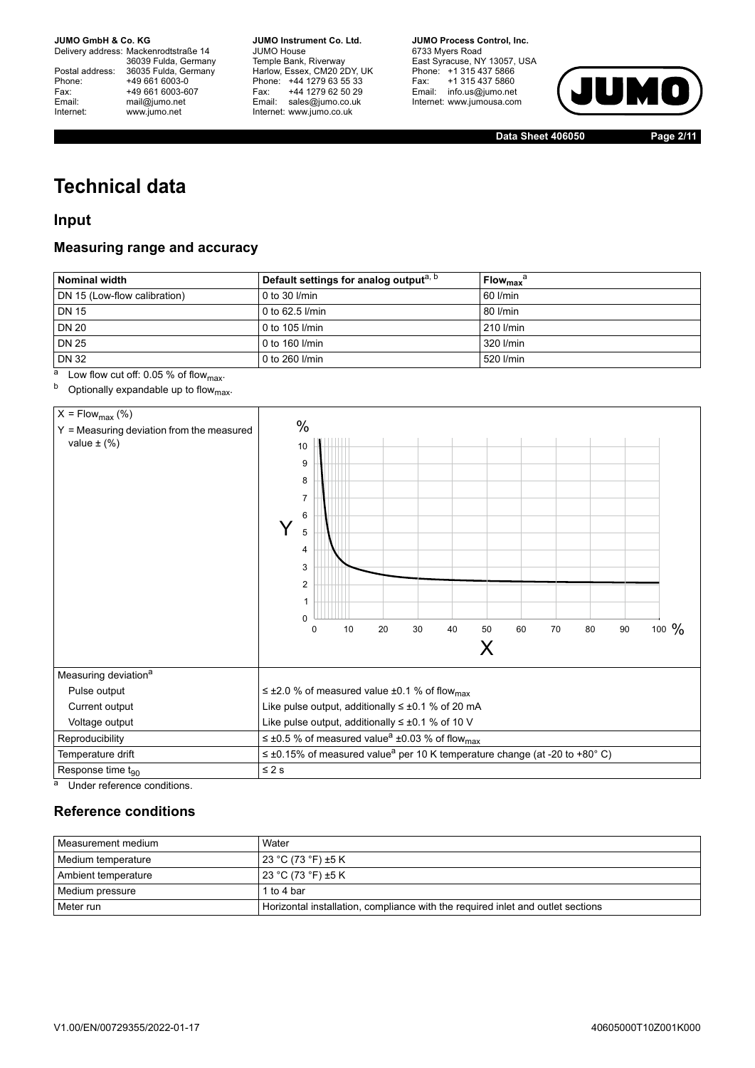# Technical data

## Input

### Measuring range and accuracy

| Nominal width | Default settings for analog output[a, b] | $Flow_{max}$[a] |
|---|---|---|
| DN 15 (Low-flow calibration) | 0 to 30 l/min | 60 l/min |
| DN 15 | 0 to 62.5 l/min | 80 l/min |
| DN 20 | 0 to 105 l/min | 210 l/min |
| DN 25 | 0 to 160 l/min | 320 l/min |
| DN 32 | 0 to 260 l/min | 520 l/min |

[a] Low flow cut off: 0.05 % of $flow_{max}$.

[b] Optionally expandable up to $flow_{max}$.

X = $Flow_{max}$ (%)

Y = Measuring deviation from the measured value ± (%)

%

10
9
8
7
6
Y
5
4
3
2
1
0

0 10 20 30 40 50 60 70 80 90 100 %

X

| | |
|---|---|
| Measuring deviation[a] | |
| Pulse output | ≤ ±2.0 % of measured value ±0.1 % of $flow_{max}$ |
| Current output | Like pulse output, additionally ≤ ±0.1 % of 20 mA |
| Voltage output | Like pulse output, additionally ≤ ±0.1 % of 10 V |
| Reproducibility | ≤ ±0.5 % of measured value[a] ±0.03 % of $flow_{max}$ |
| Temperature drift | ≤ ±0.15% of measured value[a] per 10 K temperature change (at -20 to +80° C) |
| Response time $t_{90}$ | ≤ 2 s |

[a] Under reference conditions.

### Reference conditions

| | |
|---|---|
| Measurement medium | Water |
| Medium temperature | 23 °C (73 °F) ±5 K |
| Ambient temperature | 23 °C (73 °F) ±5 K |
| Medium pressure | 1 to 4 bar |
| Meter run | Horizontal installation, compliance with the required inlet and outlet sections |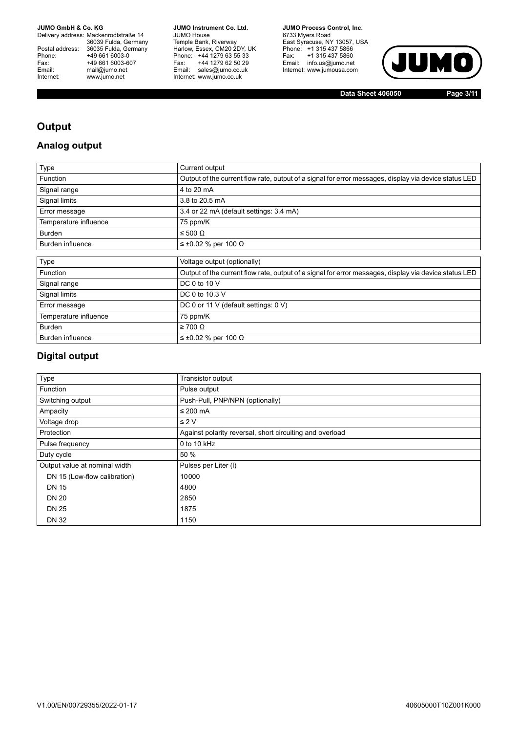# Output

## Analog output

| | |
|---|---|
| Type | Current output |
| Function | Output of the current flow rate, output of a signal for error messages, display via device status LED |
| Signal range | 4 to 20 mA |
| Signal limits | 3.8 to 20.5 mA |
| Error message | 3.4 or 22 mA (default settings: 3.4 mA) |
| Temperature influence | 75 ppm/K |
| Burden | ≤ 500 Ω |
| Burden influence | ≤ ±0.02 % per 100 Ω |

| | |
|---|---|
| Type | Voltage output (optionally) |
| Function | Output of the current flow rate, output of a signal for error messages, display via device status LED |
| Signal range | DC 0 to 10 V |
| Signal limits | DC 0 to 10.3 V |
| Error message | DC 0 or 11 V (default settings: 0 V) |
| Temperature influence | 75 ppm/K |
| Burden | ≥ 700 Ω |
| Burden influence | ≤ ±0.02 % per 100 Ω |

## Digital output

| | |
|---|---|
| Type | Transistor output |
| Function | Pulse output |
| Switching output | Push-Pull, PNP/NPN (optionally) |
| Ampacity | ≤ 200 mA |
| Voltage drop | ≤ 2 V |
| Protection | Against polarity reversal, short circuiting and overload |
| Pulse frequency | 0 to 10 kHz |
| Duty cycle | 50 % |
| Output value at nominal width | Pulses per Liter (l) |
| DN 15 (Low-flow calibration) | 10000 |
| DN 15 | 4800 |
| DN 20 | 2850 |
| DN 25 | 1875 |
| DN 32 | 1150 |

V1.00/EN/00729355/2022-01-17 40605000T10Z001K000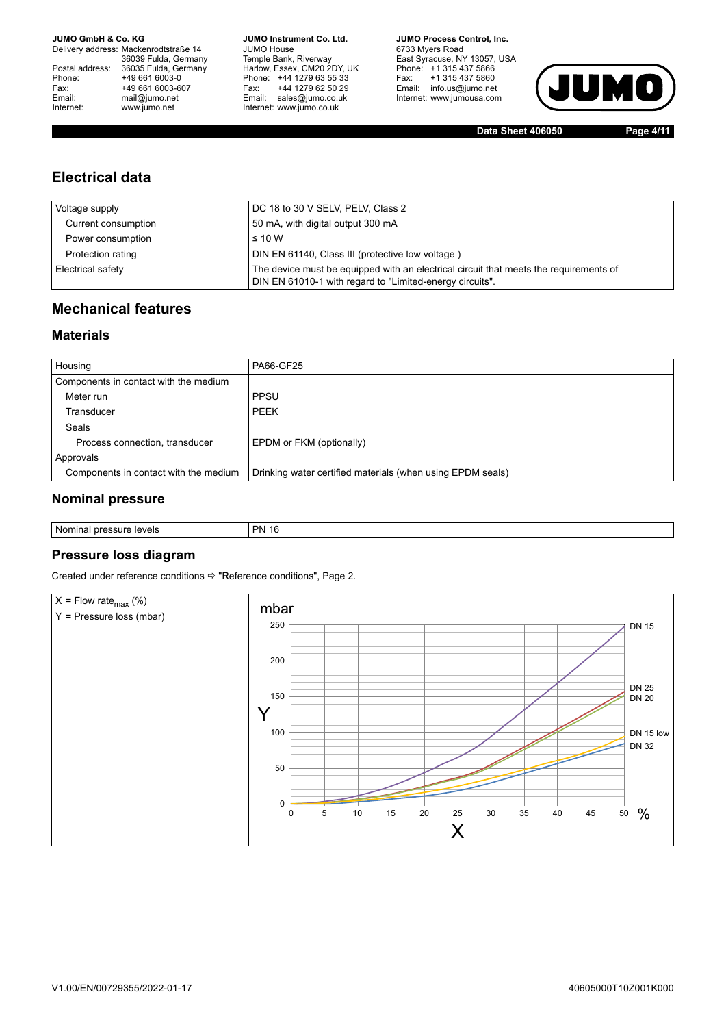## Electrical data

| | |
|---|---|
| Voltage supply | DC 18 to 30 V SELV, PELV, Class 2 |
| Current consumption | 50 mA, with digital output 300 mA |
| Power consumption | ≤ 10 W |
| Protection rating | DIN EN 61140, Class III (protective low voltage ) |
| Electrical safety | The device must be equipped with an electrical circuit that meets the requirements of DIN EN 61010-1 with regard to "Limited-energy circuits". |

## Mechanical features

### Materials

| | |
|---|---|
| Housing | PA66-GF25 |
| Components in contact with the medium | |
| Meter run | PPSU |
| Transducer | PEEK |
| Seals | |
| Process connection, transducer | EPDM or FKM (optionally) |
| Approvals | |
| Components in contact with the medium | Drinking water certified materials (when using EPDM seals) |

### Nominal pressure

| | |
|---|---|
| Nominal pressure levels | PN 16 |

### Pressure loss diagram

Created under reference conditions ⇨ "Reference conditions", Page 2.

X = Flow rate$_{max}$ (%)
Y = Pressure loss (mbar)

mbar
250
200
150
100
50
0
Y
0 5 10 15 20 25 30 35 40 45 50 %
X
DN 15
DN 25
DN 20
DN 15 low
DN 32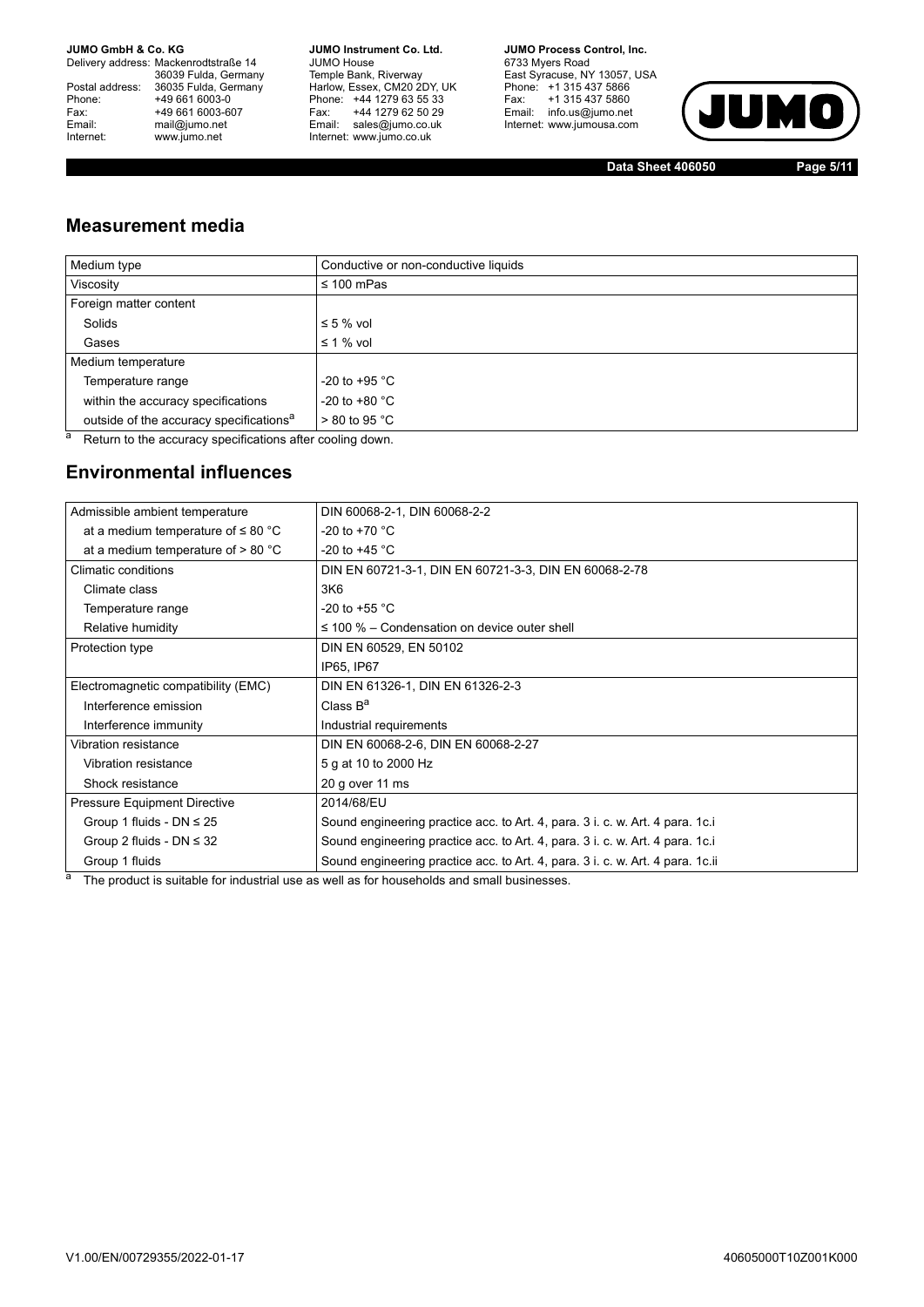## Measurement media

| | |
|---|---|
| Medium type | Conductive or non-conductive liquids |
| Viscosity | ≤ 100 mPas |
| Foreign matter content | |
| Solids | ≤ 5 % vol |
| Gases | ≤ 1 % vol |
| Medium temperature | |
| Temperature range | -20 to +95 °C |
| within the accuracy specifications | -20 to +80 °C |
| outside of the accuracy specifications[a] | > 80 to 95 °C |

[a] Return to the accuracy specifications after cooling down.

## Environmental influences

| | |
|---|---|
| Admissible ambient temperature | DIN 60068-2-1, DIN 60068-2-2 |
| at a medium temperature of ≤ 80 °C | -20 to +70 °C |
| at a medium temperature of > 80 °C | -20 to +45 °C |
| Climatic conditions | DIN EN 60721-3-1, DIN EN 60721-3-3, DIN EN 60068-2-78 |
| Climate class | 3K6 |
| Temperature range | -20 to +55 °C |
| Relative humidity | ≤ 100 % – Condensation on device outer shell |
| Protection type | DIN EN 60529, EN 50102 |
| | IP65, IP67 |
| Electromagnetic compatibility (EMC) | DIN EN 61326-1, DIN EN 61326-2-3 |
| Interference emission | Class B[a] |
| Interference immunity | Industrial requirements |
| Vibration resistance | DIN EN 60068-2-6, DIN EN 60068-2-27 |
| Vibration resistance | 5 g at 10 to 2000 Hz |
| Shock resistance | 20 g over 11 ms |
| Pressure Equipment Directive | 2014/68/EU |
| Group 1 fluids - DN ≤ 25 | Sound engineering practice acc. to Art. 4, para. 3 i. c. w. Art. 4 para. 1c.i |
| Group 2 fluids - DN ≤ 32 | Sound engineering practice acc. to Art. 4, para. 3 i. c. w. Art. 4 para. 1c.i |
| Group 1 fluids | Sound engineering practice acc. to Art. 4, para. 3 i. c. w. Art. 4 para. 1c.ii |

[a] The product is suitable for industrial use as well as for households and small businesses.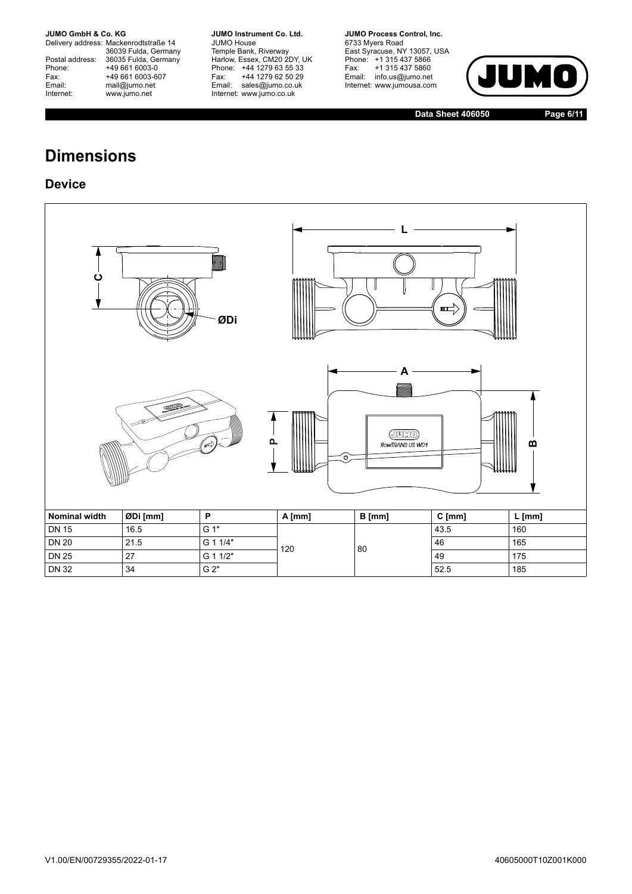# Dimensions

## Device

C

ØDi

L

A

P

B

| Nominal width | ØDi [mm] | P | A [mm] | B [mm] | C [mm] | L [mm] |
|---|---|---|---|---|---|---|
| DN 15 | 16.5 | G 1″ | 120 | 80 | 43.5 | 160 |
| DN 20 | 21.5 | G 1 1/4″ | | | 46 | 165 |
| DN 25 | 27 | G 1 1/2″ | | | 49 | 175 |
| DN 32 | 34 | G 2″ | | | 52.5 | 185 |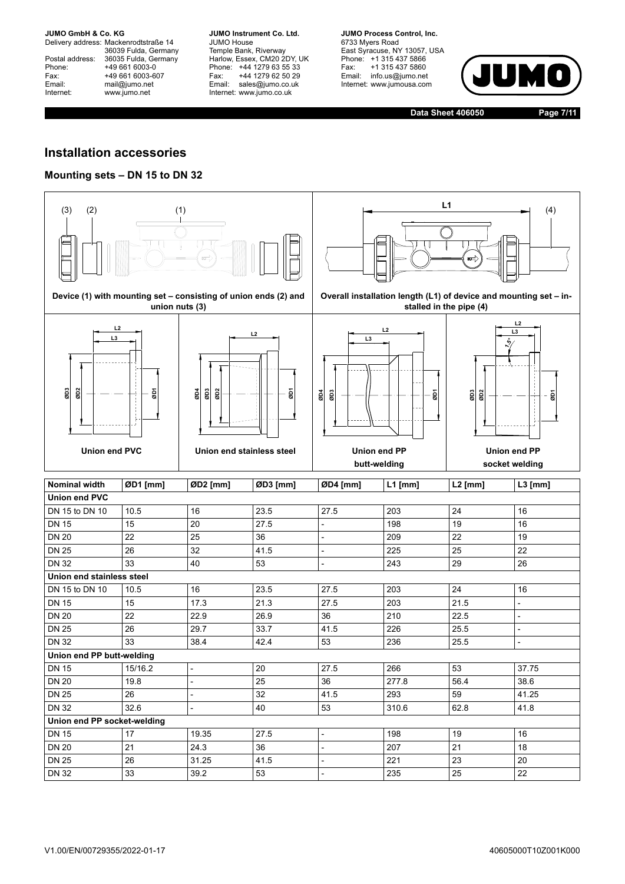## Installation accessories

### Mounting sets – DN 15 to DN 32

(3) (2) (1)

Device (1) with mounting set – consisting of union ends (2) and union nuts (3)

L1 (4)

Overall installation length (L1) of device and mounting set – installed in the pipe (4)

Union end PVC

Union end stainless steel

Union end PP butt-welding

Union end PP socket welding

| Nominal width | ØD1 [mm] | ØD2 [mm] | ØD3 [mm] | ØD4 [mm] | L1 [mm] | L2 [mm] | L3 [mm] |
|---|---|---|---|---|---|---|---|
| **Union end PVC** | | | | | | | |
| DN 15 to DN 10 | 10.5 | 16 | 23.5 | 27.5 | 203 | 24 | 16 |
| DN 15 | 15 | 20 | 27.5 | - | 198 | 19 | 16 |
| DN 20 | 22 | 25 | 36 | - | 209 | 22 | 19 |
| DN 25 | 26 | 32 | 41.5 | - | 225 | 25 | 22 |
| DN 32 | 33 | 40 | 53 | - | 243 | 29 | 26 |
| **Union end stainless steel** | | | | | | | |
| DN 15 to DN 10 | 10.5 | 16 | 23.5 | 27.5 | 203 | 24 | 16 |
| DN 15 | 15 | 17.3 | 21.3 | 27.5 | 203 | 21.5 | - |
| DN 20 | 22 | 22.9 | 26.9 | 36 | 210 | 22.5 | - |
| DN 25 | 26 | 29.7 | 33.7 | 41.5 | 226 | 25.5 | - |
| DN 32 | 33 | 38.4 | 42.4 | 53 | 236 | 25.5 | - |
| **Union end PP butt-welding** | | | | | | | |
| DN 15 | 15/16.2 | - | 20 | 27.5 | 266 | 53 | 37.75 |
| DN 20 | 19.8 | - | 25 | 36 | 277.8 | 56.4 | 38.6 |
| DN 25 | 26 | - | 32 | 41.5 | 293 | 59 | 41.25 |
| DN 32 | 32.6 | - | 40 | 53 | 310.6 | 62.8 | 41.8 |
| **Union end PP socket-welding** | | | | | | | |
| DN 15 | 17 | 19.35 | 27.5 | - | 198 | 19 | 16 |
| DN 20 | 21 | 24.3 | 36 | - | 207 | 21 | 18 |
| DN 25 | 26 | 31.25 | 41.5 | - | 221 | 23 | 20 |
| DN 32 | 33 | 39.2 | 53 | - | 235 | 25 | 22 |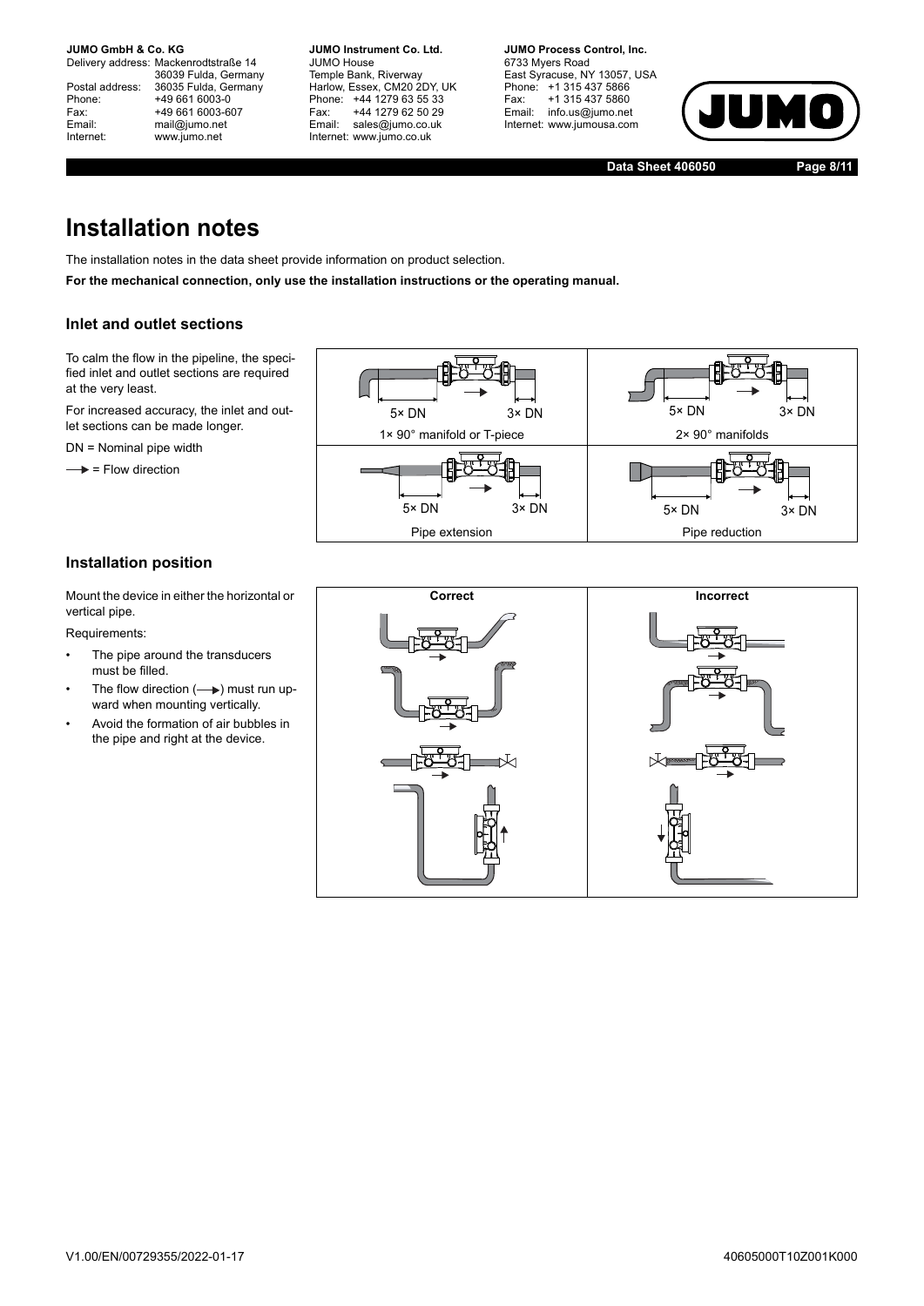# Installation notes

The installation notes in the data sheet provide information on product selection.

**For the mechanical connection, only use the installation instructions or the operating manual.**

## Inlet and outlet sections

To calm the flow in the pipeline, the specified inlet and outlet sections are required at the very least.

For increased accuracy, the inlet and outlet sections can be made longer.

DN = Nominal pipe width

→ = Flow direction

5× DN
3× DN
1× 90° manifold or T-piece

5× DN
3× DN
2× 90° manifolds

5× DN
3× DN
Pipe extension

5× DN
3× DN
Pipe reduction

## Installation position

Mount the device in either the horizontal or vertical pipe.

Requirements:

- The pipe around the transducers must be filled.
- The flow direction (→) must run upward when mounting vertically.
- Avoid the formation of air bubbles in the pipe and right at the device.

**Correct**

**Incorrect**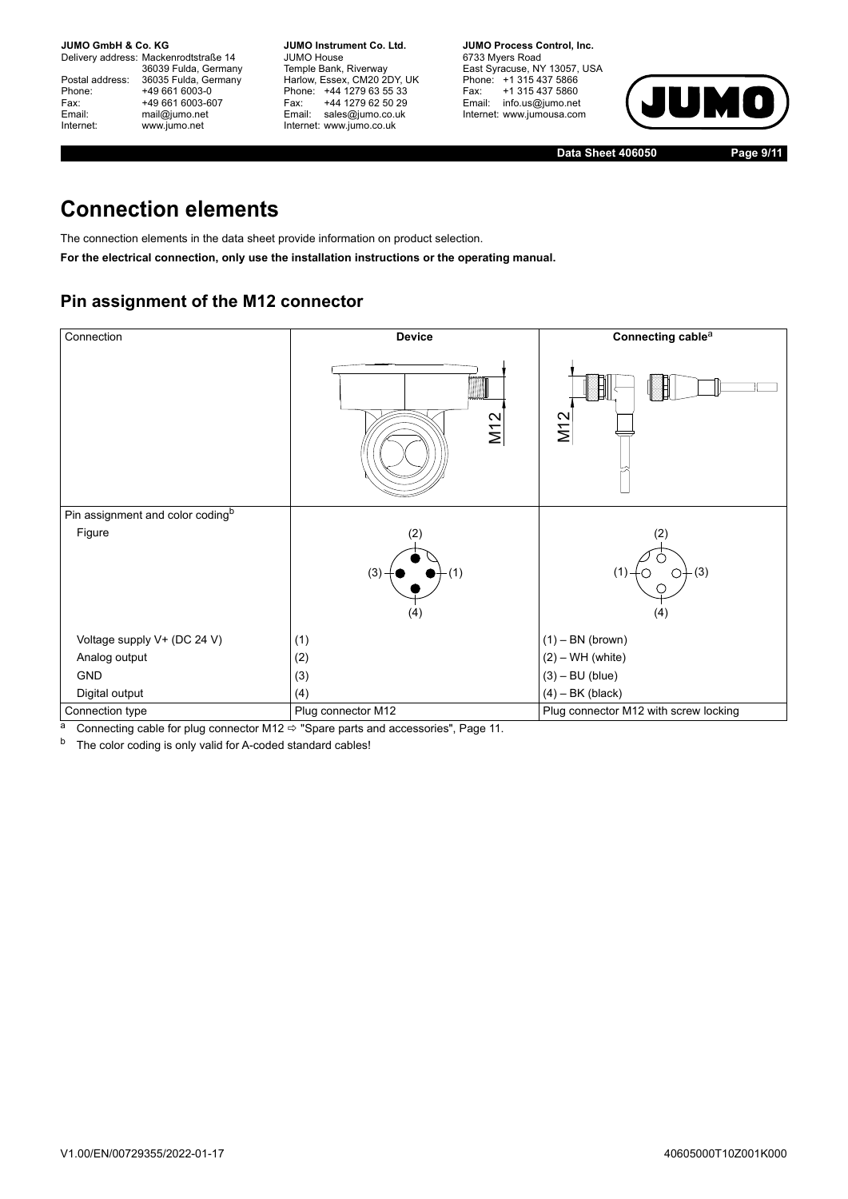# Connection elements

The connection elements in the data sheet provide information on product selection.

**For the electrical connection, only use the installation instructions or the operating manual.**

## Pin assignment of the M12 connector

| Connection | **Device** | **Connecting cable**[a] |
|---|---|---|
| | M12 | M12 |
| Pin assignment and color coding[b] | | |
| Figure | (2) (3) (1) (4) | (2) (1) (3) (4) |
| Voltage supply V+ (DC 24 V) | (1) | (1) – BN (brown) |
| Analog output | (2) | (2) – WH (white) |
| GND | (3) | (3) – BU (blue) |
| Digital output | (4) | (4) – BK (black) |
| Connection type | Plug connector M12 | Plug connector M12 with screw locking |

[a] Connecting cable for plug connector M12 ⇨ "Spare parts and accessories", Page 11.

[b] The color coding is only valid for A-coded standard cables!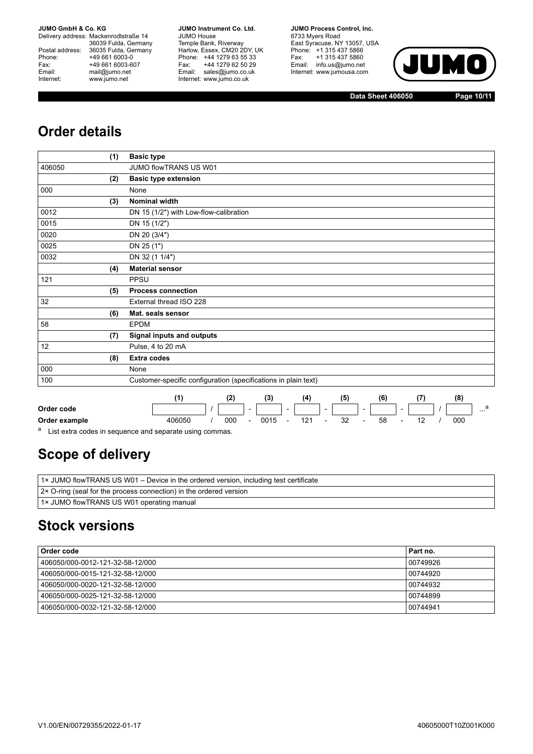# Order details

| | (1) | Basic type |
|---|---|---|
| 406050 | | JUMO flowTRANS US W01 |
| | (2) | **Basic type extension** |
| 000 | | None |
| | (3) | **Nominal width** |
| 0012 | | DN 15 (1/2″) with Low-flow-calibration |
| 0015 | | DN 15 (1/2″) |
| 0020 | | DN 20 (3/4″) |
| 0025 | | DN 25 (1″) |
| 0032 | | DN 32 (1 1/4″) |
| | (4) | **Material sensor** |
| 121 | | PPSU |
| | (5) | **Process connection** |
| 32 | | External thread ISO 228 |
| | (6) | **Mat. seals sensor** |
| 58 | | EPDM |
| | (7) | **Signal inputs and outputs** |
| 12 | | Pulse, 4 to 20 mA |
| | (8) | **Extra codes** |
| 000 | | None |
| 100 | | Customer-specific configuration (specifications in plain text) |

| | (1) | | (2) | | (3) | | (4) | | (5) | | (6) | | (7) | | (8) | |
|---|---|---|---|---|---|---|---|---|---|---|---|---|---|---|---|---|
| **Order code** | | / | | - | | - | | - | | - | | - | | / | | ...[a] |
| **Order example** | 406050 | / | 000 | - | 0015 | - | 121 | - | 32 | - | 58 | - | 12 | / | 000 | |

[a] List extra codes in sequence and separate using commas.

# Scope of delivery

| |
|---|
| 1× JUMO flowTRANS US W01 – Device in the ordered version, including test certificate |
| 2× O-ring (seal for the process connection) in the ordered version |
| 1× JUMO flowTRANS US W01 operating manual |

# Stock versions

| Order code | Part no. |
|---|---|
| 406050/000-0012-121-32-58-12/000 | 00749926 |
| 406050/000-0015-121-32-58-12/000 | 00744920 |
| 406050/000-0020-121-32-58-12/000 | 00744932 |
| 406050/000-0025-121-32-58-12/000 | 00744899 |
| 406050/000-0032-121-32-58-12/000 | 00744941 |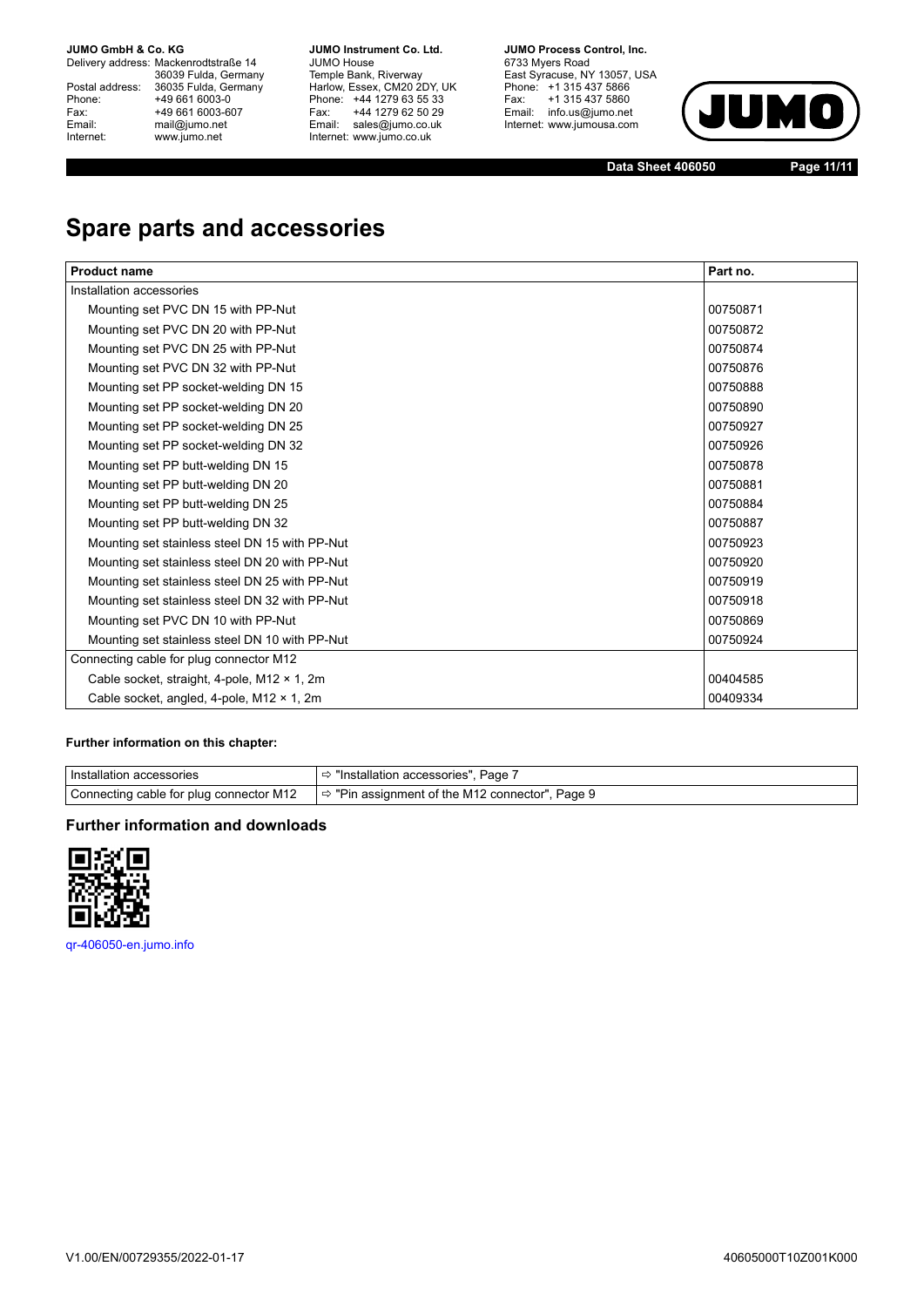# Spare parts and accessories

| Product name | Part no. |
|---|---|
| Installation accessories | |
| Mounting set PVC DN 15 with PP-Nut | 00750871 |
| Mounting set PVC DN 20 with PP-Nut | 00750872 |
| Mounting set PVC DN 25 with PP-Nut | 00750874 |
| Mounting set PVC DN 32 with PP-Nut | 00750876 |
| Mounting set PP socket-welding DN 15 | 00750888 |
| Mounting set PP socket-welding DN 20 | 00750890 |
| Mounting set PP socket-welding DN 25 | 00750927 |
| Mounting set PP socket-welding DN 32 | 00750926 |
| Mounting set PP butt-welding DN 15 | 00750878 |
| Mounting set PP butt-welding DN 20 | 00750881 |
| Mounting set PP butt-welding DN 25 | 00750884 |
| Mounting set PP butt-welding DN 32 | 00750887 |
| Mounting set stainless steel DN 15 with PP-Nut | 00750923 |
| Mounting set stainless steel DN 20 with PP-Nut | 00750920 |
| Mounting set stainless steel DN 25 with PP-Nut | 00750919 |
| Mounting set stainless steel DN 32 with PP-Nut | 00750918 |
| Mounting set PVC DN 10 with PP-Nut | 00750869 |
| Mounting set stainless steel DN 10 with PP-Nut | 00750924 |
| Connecting cable for plug connector M12 | |
| Cable socket, straight, 4-pole, M12 × 1, 2m | 00404585 |
| Cable socket, angled, 4-pole, M12 × 1, 2m | 00409334 |

**Further information on this chapter:**

| | |
|---|---|
| Installation accessories | ⇨ "Installation accessories", Page 7 |
| Connecting cable for plug connector M12 | ⇨ "Pin assignment of the M12 connector", Page 9 |

### Further information and downloads

qr-406050-en.jumo.info

V1.00/EN/00729355/2022-01-17 40605000T10Z001K000